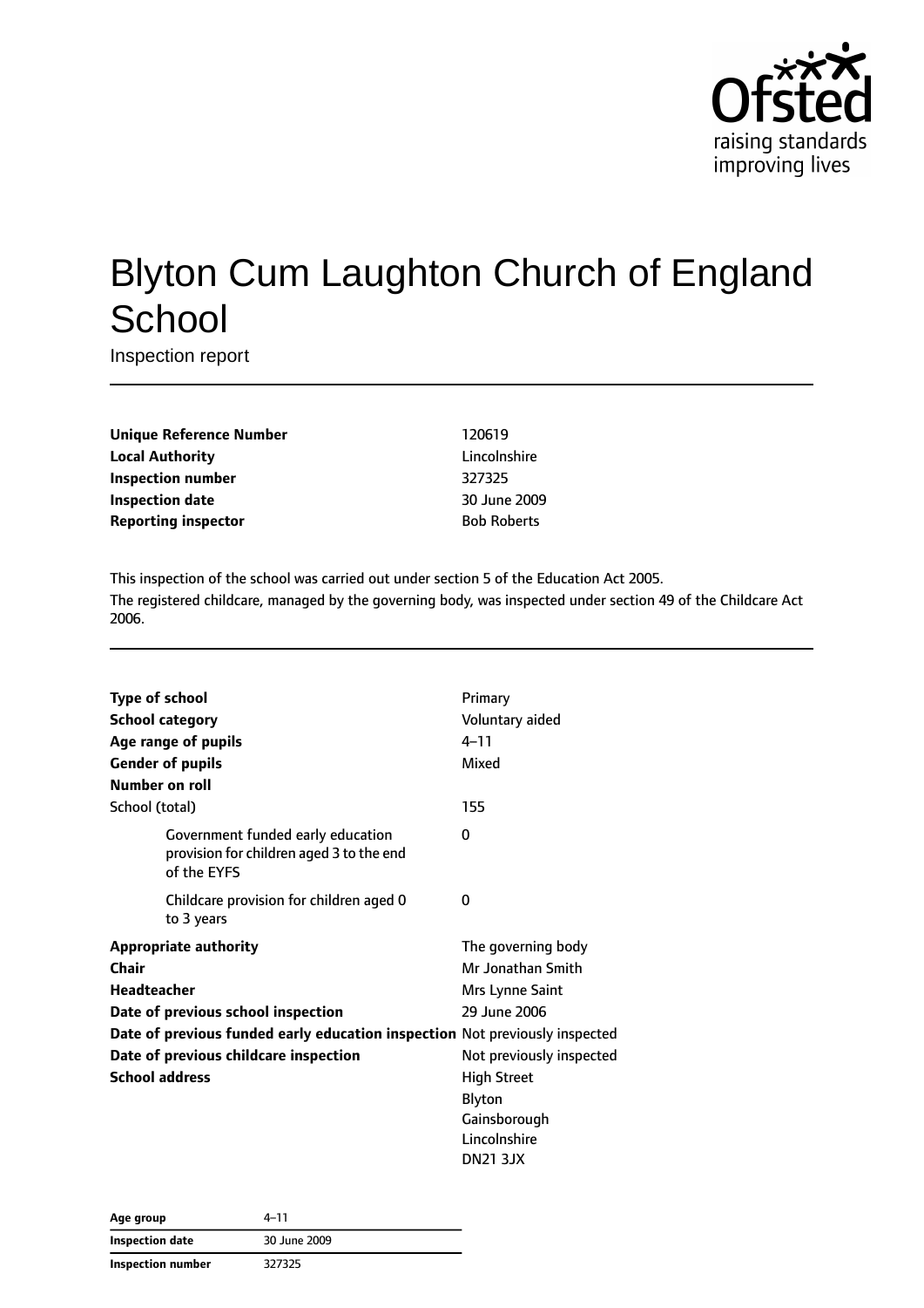# Blyton Cum Laughton Church of England School

Inspection report

| | |
|---|---|
| **Unique Reference Number** | 120619 |
| **Local Authority** | Lincolnshire |
| **Inspection number** | 327325 |
| **Inspection date** | 30 June 2009 |
| **Reporting inspector** | Bob Roberts |

This inspection of the school was carried out under section 5 of the Education Act 2005.

The registered childcare, managed by the governing body, was inspected under section 49 of the Childcare Act 2006.

| | |
|---|---|
| **Type of school** | Primary |
| **School category** | Voluntary aided |
| **Age range of pupils** | 4–11 |
| **Gender of pupils** | Mixed |
| **Number on roll** | |
| School (total) | 155 |
| Government funded early education provision for children aged 3 to the end of the EYFS | 0 |
| Childcare provision for children aged 0 to 3 years | 0 |
| **Appropriate authority** | The governing body |
| **Chair** | Mr Jonathan Smith |
| **Headteacher** | Mrs Lynne Saint |
| **Date of previous school inspection** | 29 June 2006 |
| **Date of previous funded early education inspection** | Not previously inspected |
| **Date of previous childcare inspection** | Not previously inspected |
| **School address** | High Street<br>Blyton<br>Gainsborough<br>Lincolnshire<br>DN21 3JX |

| | |
|---|---|
| **Age group** | 4–11 |
| **Inspection date** | 30 June 2009 |
| **Inspection number** | 327325 |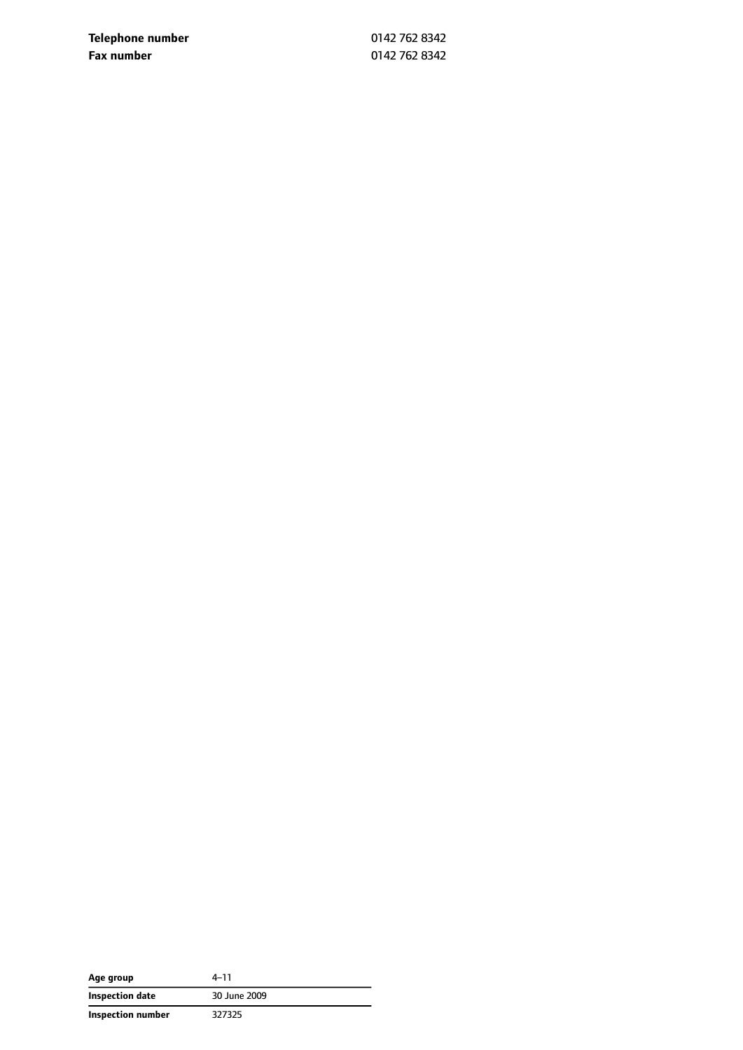| | |
|---|---|
| **Telephone number** | 0142 762 8342 |
| **Fax number** | 0142 762 8342 |

| | |
|---|---|
| **Age group** | 4–11 |
| **Inspection date** | 30 June 2009 |
| **Inspection number** | 327325 |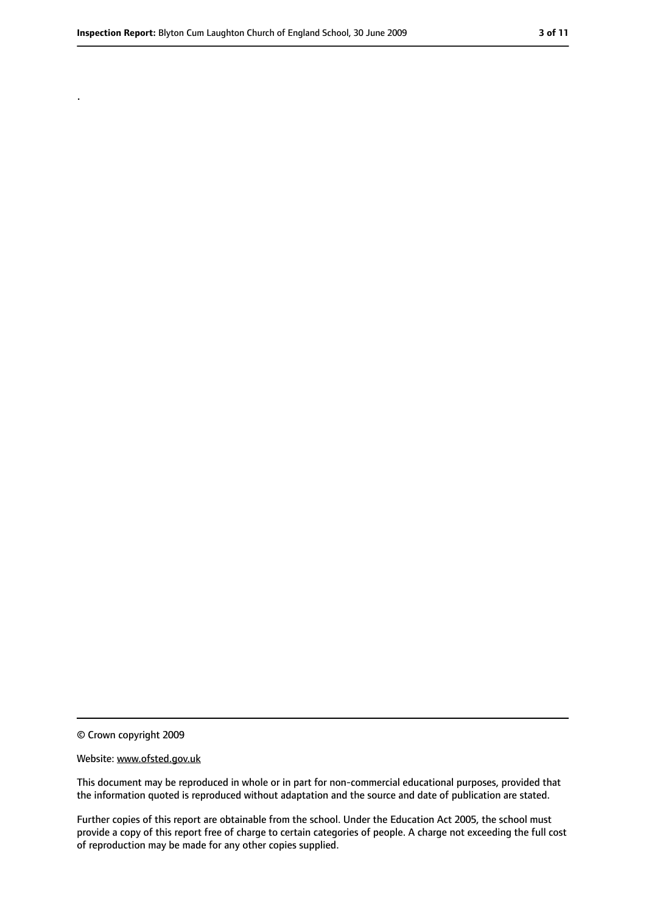.

© Crown copyright 2009

Website: www.ofsted.gov.uk

This document may be reproduced in whole or in part for non-commercial educational purposes, provided that the information quoted is reproduced without adaptation and the source and date of publication are stated.

Further copies of this report are obtainable from the school. Under the Education Act 2005, the school must provide a copy of this report free of charge to certain categories of people. A charge not exceeding the full cost of reproduction may be made for any other copies supplied.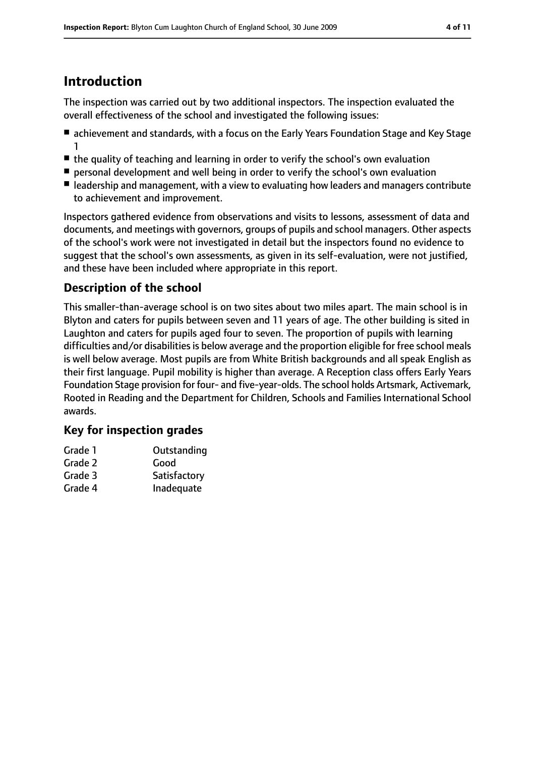# Introduction

The inspection was carried out by two additional inspectors. The inspection evaluated the overall effectiveness of the school and investigated the following issues:

- achievement and standards, with a focus on the Early Years Foundation Stage and Key Stage 1
- the quality of teaching and learning in order to verify the school's own evaluation
- personal development and well being in order to verify the school's own evaluation
- leadership and management, with a view to evaluating how leaders and managers contribute to achievement and improvement.

Inspectors gathered evidence from observations and visits to lessons, assessment of data and documents, and meetings with governors, groups of pupils and school managers. Other aspects of the school's work were not investigated in detail but the inspectors found no evidence to suggest that the school's own assessments, as given in its self-evaluation, were not justified, and these have been included where appropriate in this report.

## Description of the school

This smaller-than-average school is on two sites about two miles apart. The main school is in Blyton and caters for pupils between seven and 11 years of age. The other building is sited in Laughton and caters for pupils aged four to seven. The proportion of pupils with learning difficulties and/or disabilities is below average and the proportion eligible for free school meals is well below average. Most pupils are from White British backgrounds and all speak English as their first language. Pupil mobility is higher than average. A Reception class offers Early Years Foundation Stage provision for four- and five-year-olds. The school holds Artsmark, Activemark, Rooted in Reading and the Department for Children, Schools and Families International School awards.

## Key for inspection grades

| | |
|---|---|
| Grade 1 | Outstanding |
| Grade 2 | Good |
| Grade 3 | Satisfactory |
| Grade 4 | Inadequate |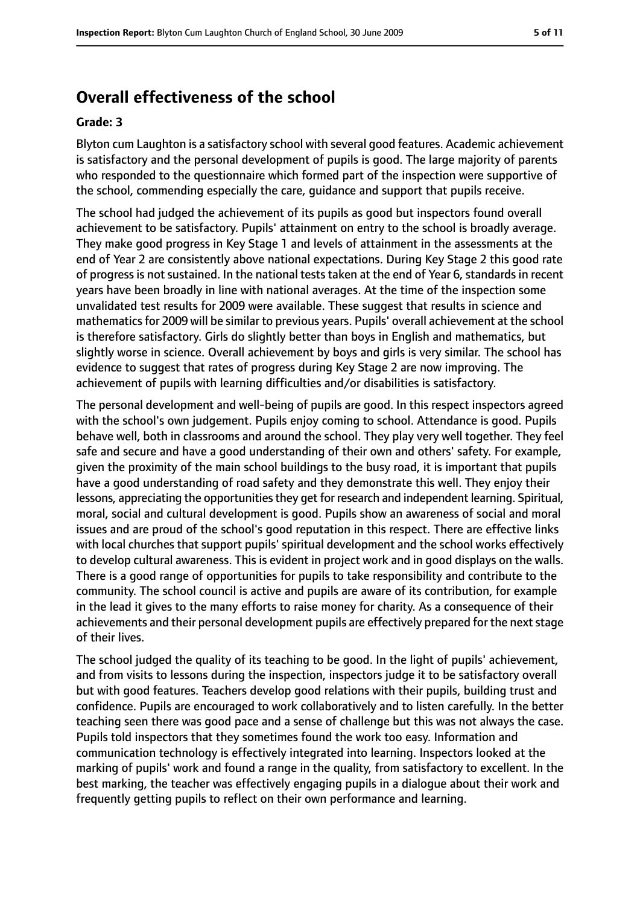## Overall effectiveness of the school

**Grade: 3**

Blyton cum Laughton is a satisfactory school with several good features. Academic achievement is satisfactory and the personal development of pupils is good. The large majority of parents who responded to the questionnaire which formed part of the inspection were supportive of the school, commending especially the care, guidance and support that pupils receive.

The school had judged the achievement of its pupils as good but inspectors found overall achievement to be satisfactory. Pupils' attainment on entry to the school is broadly average. They make good progress in Key Stage 1 and levels of attainment in the assessments at the end of Year 2 are consistently above national expectations. During Key Stage 2 this good rate of progress is not sustained. In the national tests taken at the end of Year 6, standards in recent years have been broadly in line with national averages. At the time of the inspection some unvalidated test results for 2009 were available. These suggest that results in science and mathematics for 2009 will be similar to previous years. Pupils' overall achievement at the school is therefore satisfactory. Girls do slightly better than boys in English and mathematics, but slightly worse in science. Overall achievement by boys and girls is very similar. The school has evidence to suggest that rates of progress during Key Stage 2 are now improving. The achievement of pupils with learning difficulties and/or disabilities is satisfactory.

The personal development and well-being of pupils are good. In this respect inspectors agreed with the school's own judgement. Pupils enjoy coming to school. Attendance is good. Pupils behave well, both in classrooms and around the school. They play very well together. They feel safe and secure and have a good understanding of their own and others' safety. For example, given the proximity of the main school buildings to the busy road, it is important that pupils have a good understanding of road safety and they demonstrate this well. They enjoy their lessons, appreciating the opportunities they get for research and independent learning. Spiritual, moral, social and cultural development is good. Pupils show an awareness of social and moral issues and are proud of the school's good reputation in this respect. There are effective links with local churches that support pupils' spiritual development and the school works effectively to develop cultural awareness. This is evident in project work and in good displays on the walls. There is a good range of opportunities for pupils to take responsibility and contribute to the community. The school council is active and pupils are aware of its contribution, for example in the lead it gives to the many efforts to raise money for charity. As a consequence of their achievements and their personal development pupils are effectively prepared for the next stage of their lives.

The school judged the quality of its teaching to be good. In the light of pupils' achievement, and from visits to lessons during the inspection, inspectors judge it to be satisfactory overall but with good features. Teachers develop good relations with their pupils, building trust and confidence. Pupils are encouraged to work collaboratively and to listen carefully. In the better teaching seen there was good pace and a sense of challenge but this was not always the case. Pupils told inspectors that they sometimes found the work too easy. Information and communication technology is effectively integrated into learning. Inspectors looked at the marking of pupils' work and found a range in the quality, from satisfactory to excellent. In the best marking, the teacher was effectively engaging pupils in a dialogue about their work and frequently getting pupils to reflect on their own performance and learning.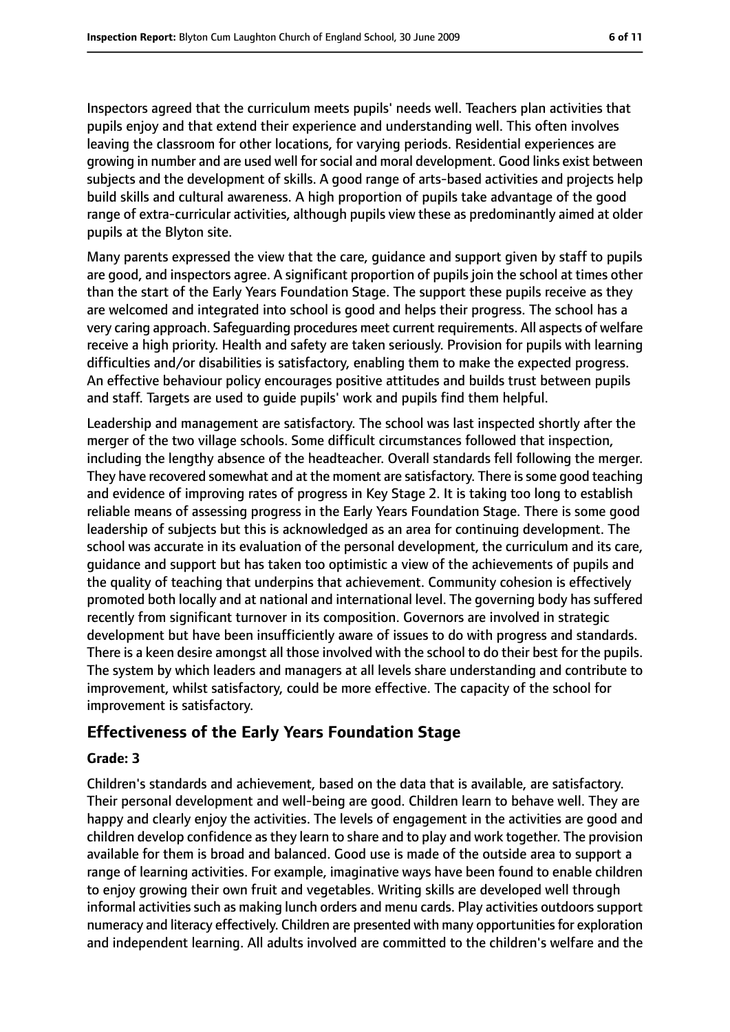Inspectors agreed that the curriculum meets pupils' needs well. Teachers plan activities that pupils enjoy and that extend their experience and understanding well. This often involves leaving the classroom for other locations, for varying periods. Residential experiences are growing in number and are used well for social and moral development. Good links exist between subjects and the development of skills. A good range of arts-based activities and projects help build skills and cultural awareness. A high proportion of pupils take advantage of the good range of extra-curricular activities, although pupils view these as predominantly aimed at older pupils at the Blyton site.

Many parents expressed the view that the care, guidance and support given by staff to pupils are good, and inspectors agree. A significant proportion of pupils join the school at times other than the start of the Early Years Foundation Stage. The support these pupils receive as they are welcomed and integrated into school is good and helps their progress. The school has a very caring approach. Safeguarding procedures meet current requirements. All aspects of welfare receive a high priority. Health and safety are taken seriously. Provision for pupils with learning difficulties and/or disabilities is satisfactory, enabling them to make the expected progress. An effective behaviour policy encourages positive attitudes and builds trust between pupils and staff. Targets are used to guide pupils' work and pupils find them helpful.

Leadership and management are satisfactory. The school was last inspected shortly after the merger of the two village schools. Some difficult circumstances followed that inspection, including the lengthy absence of the headteacher. Overall standards fell following the merger. They have recovered somewhat and at the moment are satisfactory. There is some good teaching and evidence of improving rates of progress in Key Stage 2. It is taking too long to establish reliable means of assessing progress in the Early Years Foundation Stage. There is some good leadership of subjects but this is acknowledged as an area for continuing development. The school was accurate in its evaluation of the personal development, the curriculum and its care, guidance and support but has taken too optimistic a view of the achievements of pupils and the quality of teaching that underpins that achievement. Community cohesion is effectively promoted both locally and at national and international level. The governing body has suffered recently from significant turnover in its composition. Governors are involved in strategic development but have been insufficiently aware of issues to do with progress and standards. There is a keen desire amongst all those involved with the school to do their best for the pupils. The system by which leaders and managers at all levels share understanding and contribute to improvement, whilst satisfactory, could be more effective. The capacity of the school for improvement is satisfactory.

## Effectiveness of the Early Years Foundation Stage

**Grade: 3**

Children's standards and achievement, based on the data that is available, are satisfactory. Their personal development and well-being are good. Children learn to behave well. They are happy and clearly enjoy the activities. The levels of engagement in the activities are good and children develop confidence as they learn to share and to play and work together. The provision available for them is broad and balanced. Good use is made of the outside area to support a range of learning activities. For example, imaginative ways have been found to enable children to enjoy growing their own fruit and vegetables. Writing skills are developed well through informal activities such as making lunch orders and menu cards. Play activities outdoors support numeracy and literacy effectively. Children are presented with many opportunities for exploration and independent learning. All adults involved are committed to the children's welfare and the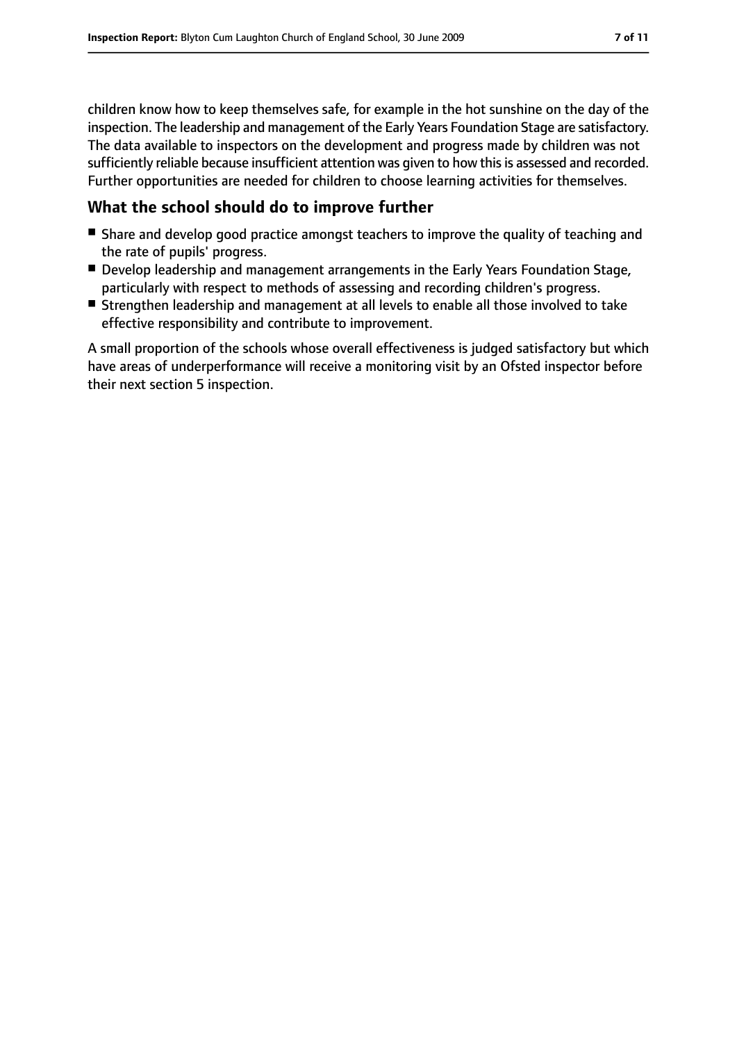children know how to keep themselves safe, for example in the hot sunshine on the day of the inspection. The leadership and management of the Early Years Foundation Stage are satisfactory. The data available to inspectors on the development and progress made by children was not sufficiently reliable because insufficient attention was given to how this is assessed and recorded. Further opportunities are needed for children to choose learning activities for themselves.

## What the school should do to improve further

- Share and develop good practice amongst teachers to improve the quality of teaching and the rate of pupils' progress.
- Develop leadership and management arrangements in the Early Years Foundation Stage, particularly with respect to methods of assessing and recording children's progress.
- Strengthen leadership and management at all levels to enable all those involved to take effective responsibility and contribute to improvement.

A small proportion of the schools whose overall effectiveness is judged satisfactory but which have areas of underperformance will receive a monitoring visit by an Ofsted inspector before their next section 5 inspection.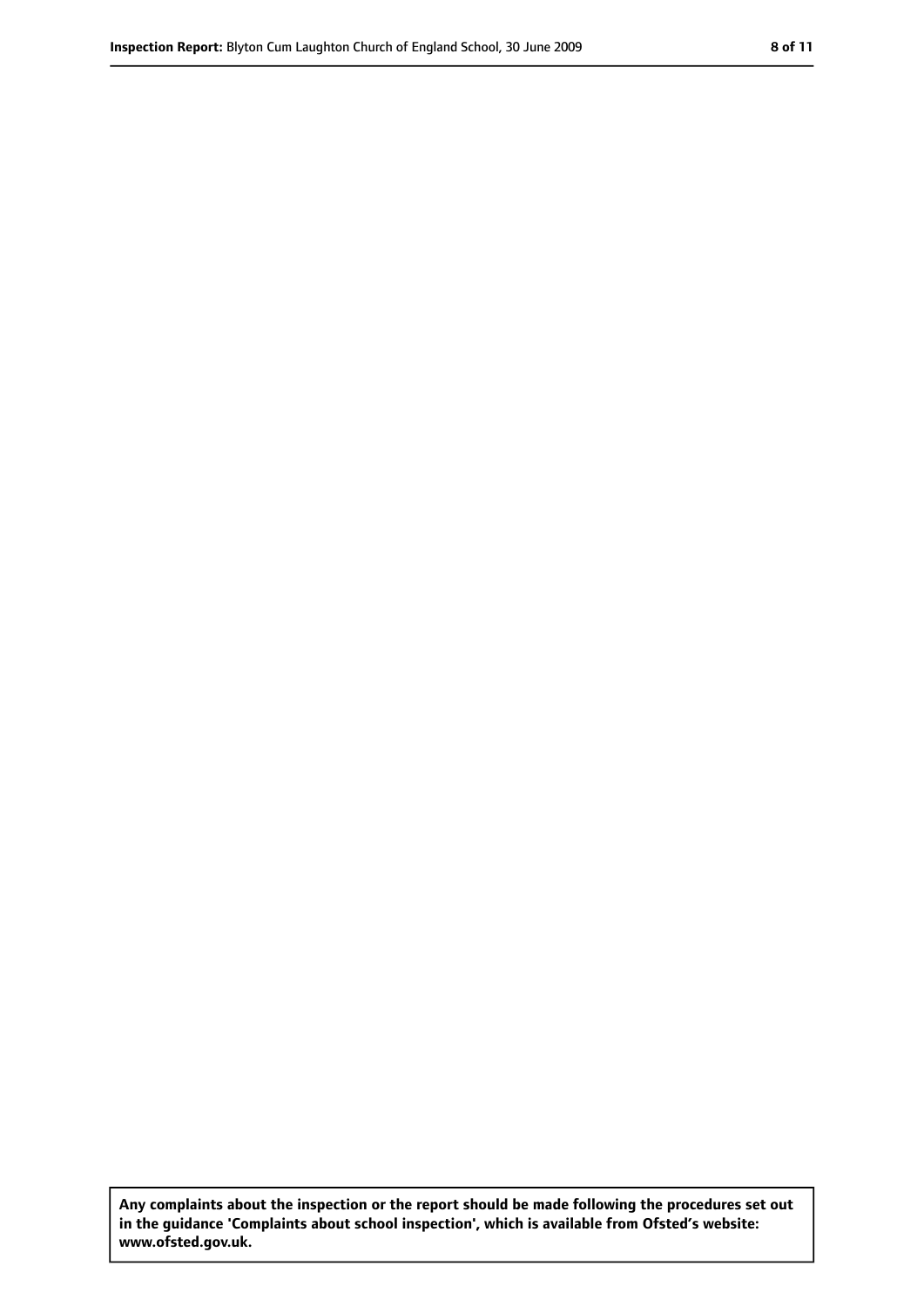**Any complaints about the inspection or the report should be made following the procedures set out in the guidance 'Complaints about school inspection', which is available from Ofsted's website: www.ofsted.gov.uk.**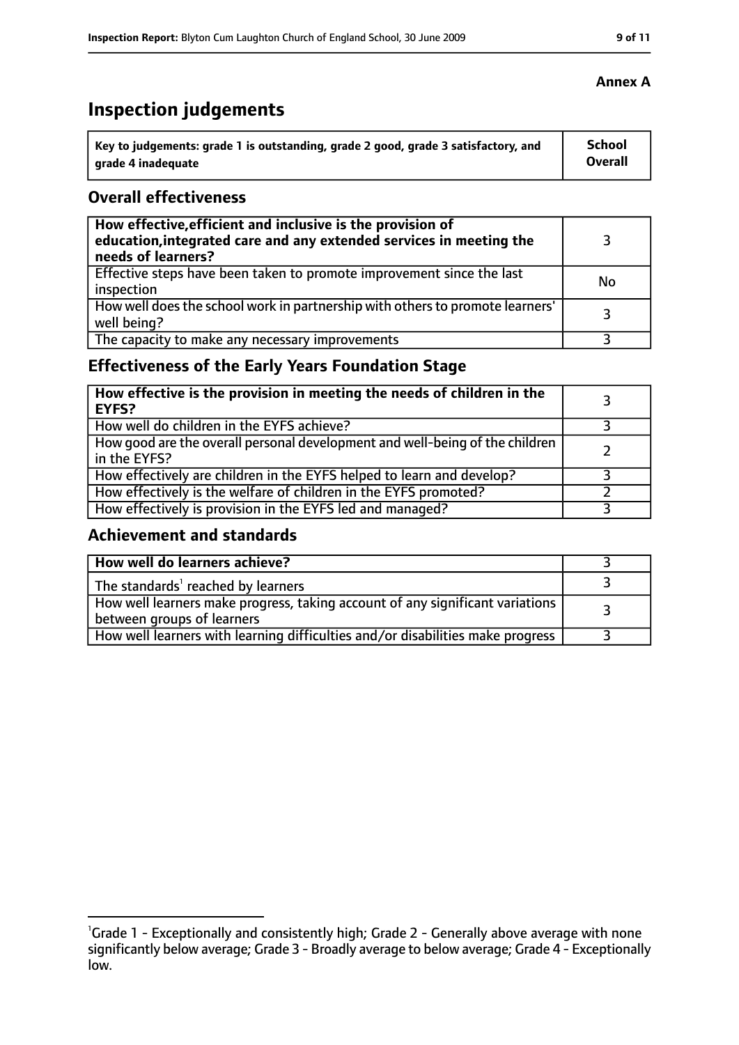**Annex A**

# Inspection judgements

| Key to judgements: grade 1 is outstanding, grade 2 good, grade 3 satisfactory, and grade 4 inadequate | School Overall |
|---|---|

## Overall effectiveness

| | |
|---|---|
| **How effective, efficient and inclusive is the provision of education, integrated care and any extended services in meeting the needs of learners?** | 3 |
| Effective steps have been taken to promote improvement since the last inspection | No |
| How well does the school work in partnership with others to promote learners' well being? | 3 |
| The capacity to make any necessary improvements | 3 |

## Effectiveness of the Early Years Foundation Stage

| | |
|---|---|
| **How effective is the provision in meeting the needs of children in the EYFS?** | 3 |
| How well do children in the EYFS achieve? | 3 |
| How good are the overall personal development and well-being of the children in the EYFS? | 2 |
| How effectively are children in the EYFS helped to learn and develop? | 3 |
| How effectively is the welfare of children in the EYFS promoted? | 2 |
| How effectively is provision in the EYFS led and managed? | 3 |

## Achievement and standards

| | |
|---|---|
| **How well do learners achieve?** | 3 |
| The standards[1] reached by learners | 3 |
| How well learners make progress, taking account of any significant variations between groups of learners | 3 |
| How well learners with learning difficulties and/or disabilities make progress | 3 |

[1]Grade 1 - Exceptionally and consistently high; Grade 2 - Generally above average with none significantly below average; Grade 3 - Broadly average to below average; Grade 4 - Exceptionally low.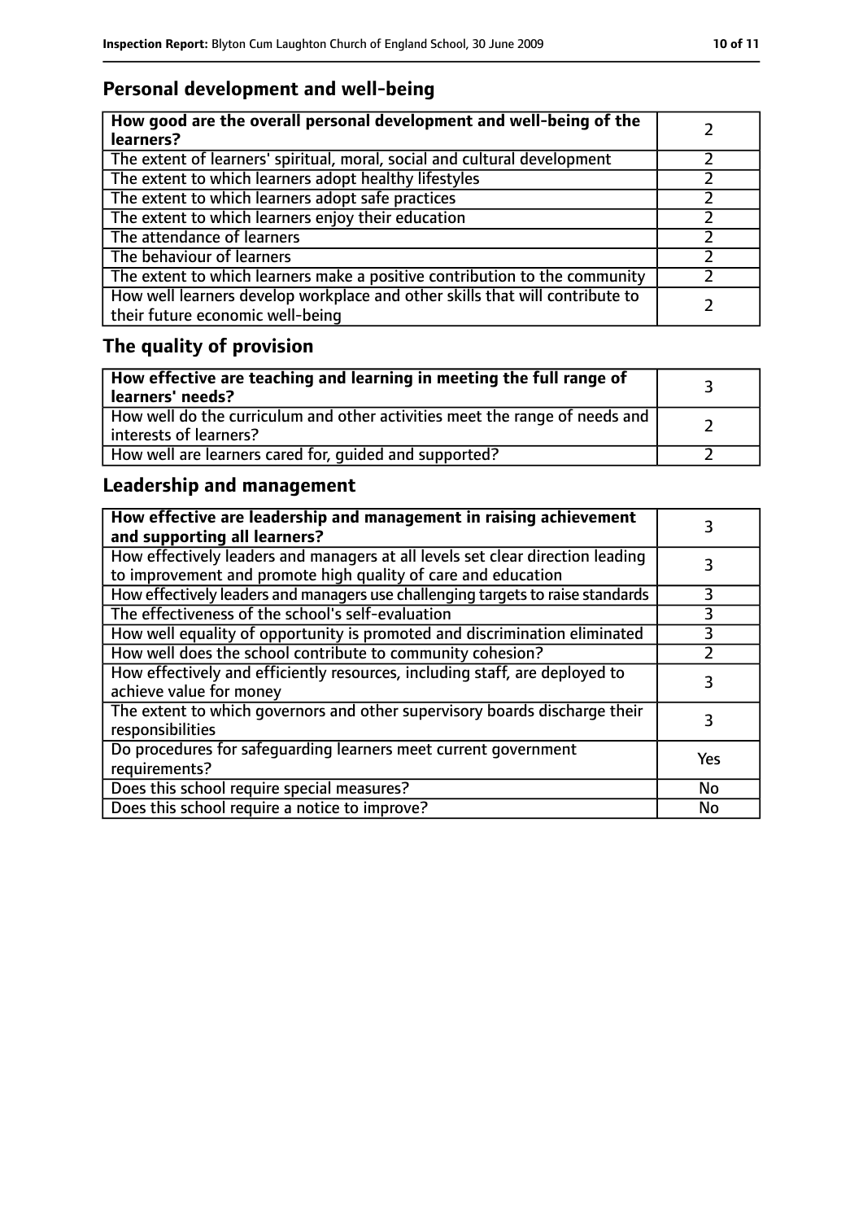## Personal development and well-being

| How good are the overall personal development and well-being of the learners? | 2 |
|---|---|
| The extent of learners' spiritual, moral, social and cultural development | 2 |
| The extent to which learners adopt healthy lifestyles | 2 |
| The extent to which learners adopt safe practices | 2 |
| The extent to which learners enjoy their education | 2 |
| The attendance of learners | 2 |
| The behaviour of learners | 2 |
| The extent to which learners make a positive contribution to the community | 2 |
| How well learners develop workplace and other skills that will contribute to their future economic well-being | 2 |

## The quality of provision

| How effective are teaching and learning in meeting the full range of learners' needs? | 3 |
|---|---|
| How well do the curriculum and other activities meet the range of needs and interests of learners? | 2 |
| How well are learners cared for, guided and supported? | 2 |

## Leadership and management

| How effective are leadership and management in raising achievement and supporting all learners? | 3 |
|---|---|
| How effectively leaders and managers at all levels set clear direction leading to improvement and promote high quality of care and education | 3 |
| How effectively leaders and managers use challenging targets to raise standards | 3 |
| The effectiveness of the school's self-evaluation | 3 |
| How well equality of opportunity is promoted and discrimination eliminated | 3 |
| How well does the school contribute to community cohesion? | 2 |
| How effectively and efficiently resources, including staff, are deployed to achieve value for money | 3 |
| The extent to which governors and other supervisory boards discharge their responsibilities | 3 |
| Do procedures for safeguarding learners meet current government requirements? | Yes |
| Does this school require special measures? | No |
| Does this school require a notice to improve? | No |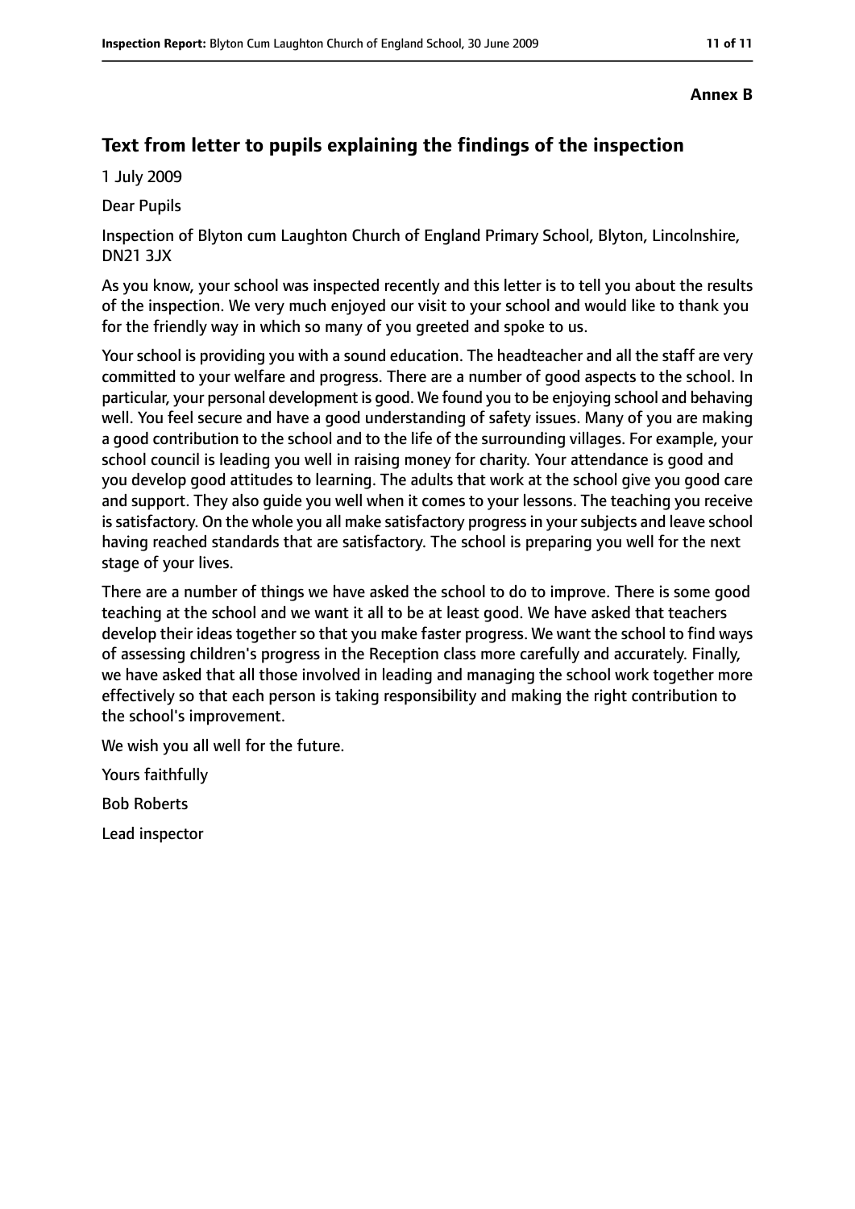**Annex B**

## Text from letter to pupils explaining the findings of the inspection

1 July 2009

Dear Pupils

Inspection of Blyton cum Laughton Church of England Primary School, Blyton, Lincolnshire, DN21 3JX

As you know, your school was inspected recently and this letter is to tell you about the results of the inspection. We very much enjoyed our visit to your school and would like to thank you for the friendly way in which so many of you greeted and spoke to us.

Your school is providing you with a sound education. The headteacher and all the staff are very committed to your welfare and progress. There are a number of good aspects to the school. In particular, your personal development is good. We found you to be enjoying school and behaving well. You feel secure and have a good understanding of safety issues. Many of you are making a good contribution to the school and to the life of the surrounding villages. For example, your school council is leading you well in raising money for charity. Your attendance is good and you develop good attitudes to learning. The adults that work at the school give you good care and support. They also guide you well when it comes to your lessons. The teaching you receive is satisfactory. On the whole you all make satisfactory progress in your subjects and leave school having reached standards that are satisfactory. The school is preparing you well for the next stage of your lives.

There are a number of things we have asked the school to do to improve. There is some good teaching at the school and we want it all to be at least good. We have asked that teachers develop their ideas together so that you make faster progress. We want the school to find ways of assessing children's progress in the Reception class more carefully and accurately. Finally, we have asked that all those involved in leading and managing the school work together more effectively so that each person is taking responsibility and making the right contribution to the school's improvement.

We wish you all well for the future.

Yours faithfully

Bob Roberts

Lead inspector